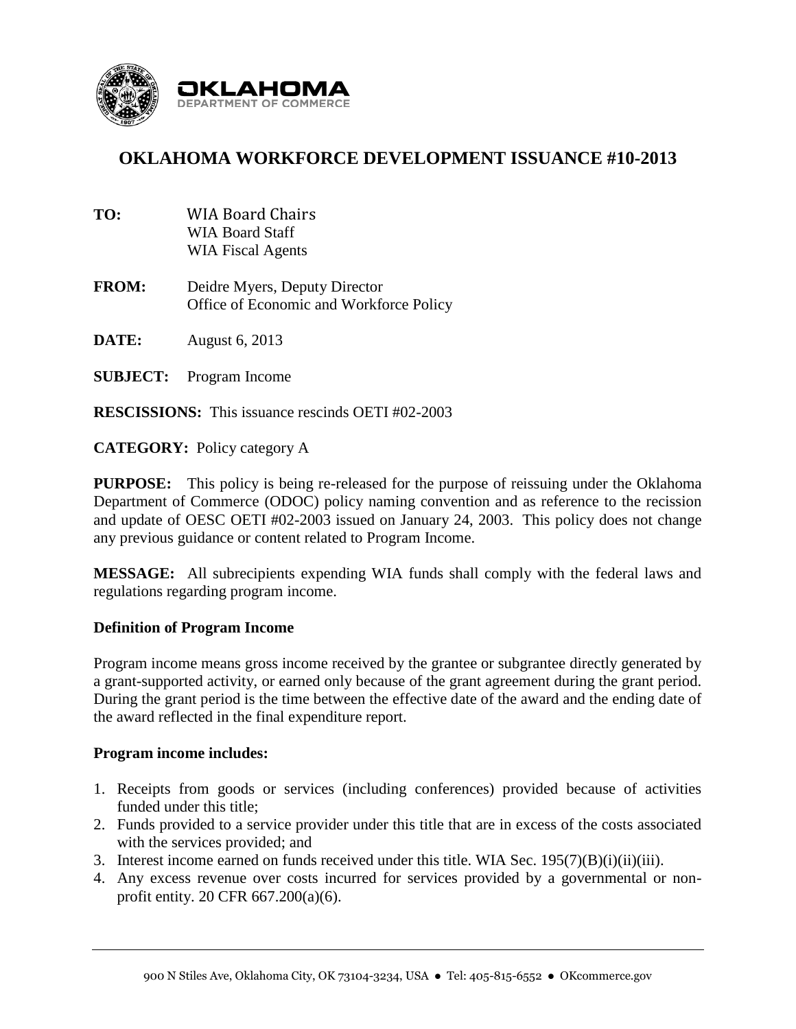# OKLAHOMA WORKFORCE DEVELOPMENT ISSUANCE #10-2013

**TO:** WIA Board Chairs
WIA Board Staff
WIA Fiscal Agents

**FROM:** Deidre Myers, Deputy Director
Office of Economic and Workforce Policy

**DATE:** August 6, 2013

**SUBJECT:** Program Income

**RESCISSIONS:** This issuance rescinds OETI #02-2003

**CATEGORY:** Policy category A

**PURPOSE:** This policy is being re-released for the purpose of reissuing under the Oklahoma Department of Commerce (ODOC) policy naming convention and as reference to the recission and update of OESC OETI #02-2003 issued on January 24, 2003. This policy does not change any previous guidance or content related to Program Income.

**MESSAGE:** All subrecipients expending WIA funds shall comply with the federal laws and regulations regarding program income.

**Definition of Program Income**

Program income means gross income received by the grantee or subgrantee directly generated by a grant-supported activity, or earned only because of the grant agreement during the grant period. During the grant period is the time between the effective date of the award and the ending date of the award reflected in the final expenditure report.

**Program income includes:**

1. Receipts from goods or services (including conferences) provided because of activities funded under this title;
2. Funds provided to a service provider under this title that are in excess of the costs associated with the services provided; and
3. Interest income earned on funds received under this title. WIA Sec. 195(7)(B)(i)(ii)(iii).
4. Any excess revenue over costs incurred for services provided by a governmental or non-profit entity. 20 CFR 667.200(a)(6).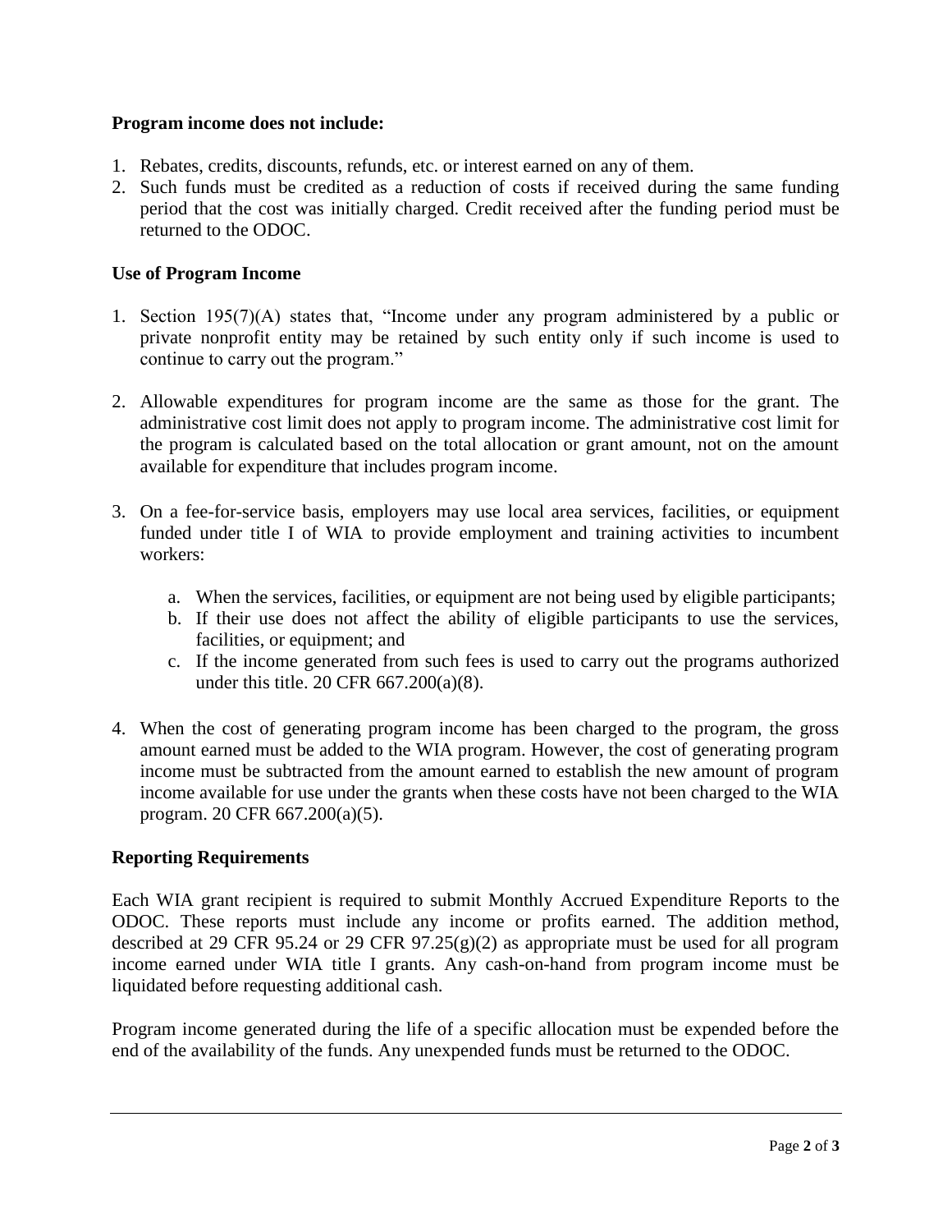**Program income does not include:**

1. Rebates, credits, discounts, refunds, etc. or interest earned on any of them.
2. Such funds must be credited as a reduction of costs if received during the same funding period that the cost was initially charged. Credit received after the funding period must be returned to the ODOC.

**Use of Program Income**

1. Section 195(7)(A) states that, "Income under any program administered by a public or private nonprofit entity may be retained by such entity only if such income is used to continue to carry out the program."

2. Allowable expenditures for program income are the same as those for the grant. The administrative cost limit does not apply to program income. The administrative cost limit for the program is calculated based on the total allocation or grant amount, not on the amount available for expenditure that includes program income.

3. On a fee-for-service basis, employers may use local area services, facilities, or equipment funded under title I of WIA to provide employment and training activities to incumbent workers:

   a. When the services, facilities, or equipment are not being used by eligible participants;
   b. If their use does not affect the ability of eligible participants to use the services, facilities, or equipment; and
   c. If the income generated from such fees is used to carry out the programs authorized under this title. 20 CFR 667.200(a)(8).

4. When the cost of generating program income has been charged to the program, the gross amount earned must be added to the WIA program. However, the cost of generating program income must be subtracted from the amount earned to establish the new amount of program income available for use under the grants when these costs have not been charged to the WIA program. 20 CFR 667.200(a)(5).

**Reporting Requirements**

Each WIA grant recipient is required to submit Monthly Accrued Expenditure Reports to the ODOC. These reports must include any income or profits earned. The addition method, described at 29 CFR 95.24 or 29 CFR 97.25(g)(2) as appropriate must be used for all program income earned under WIA title I grants. Any cash-on-hand from program income must be liquidated before requesting additional cash.

Program income generated during the life of a specific allocation must be expended before the end of the availability of the funds. Any unexpended funds must be returned to the ODOC.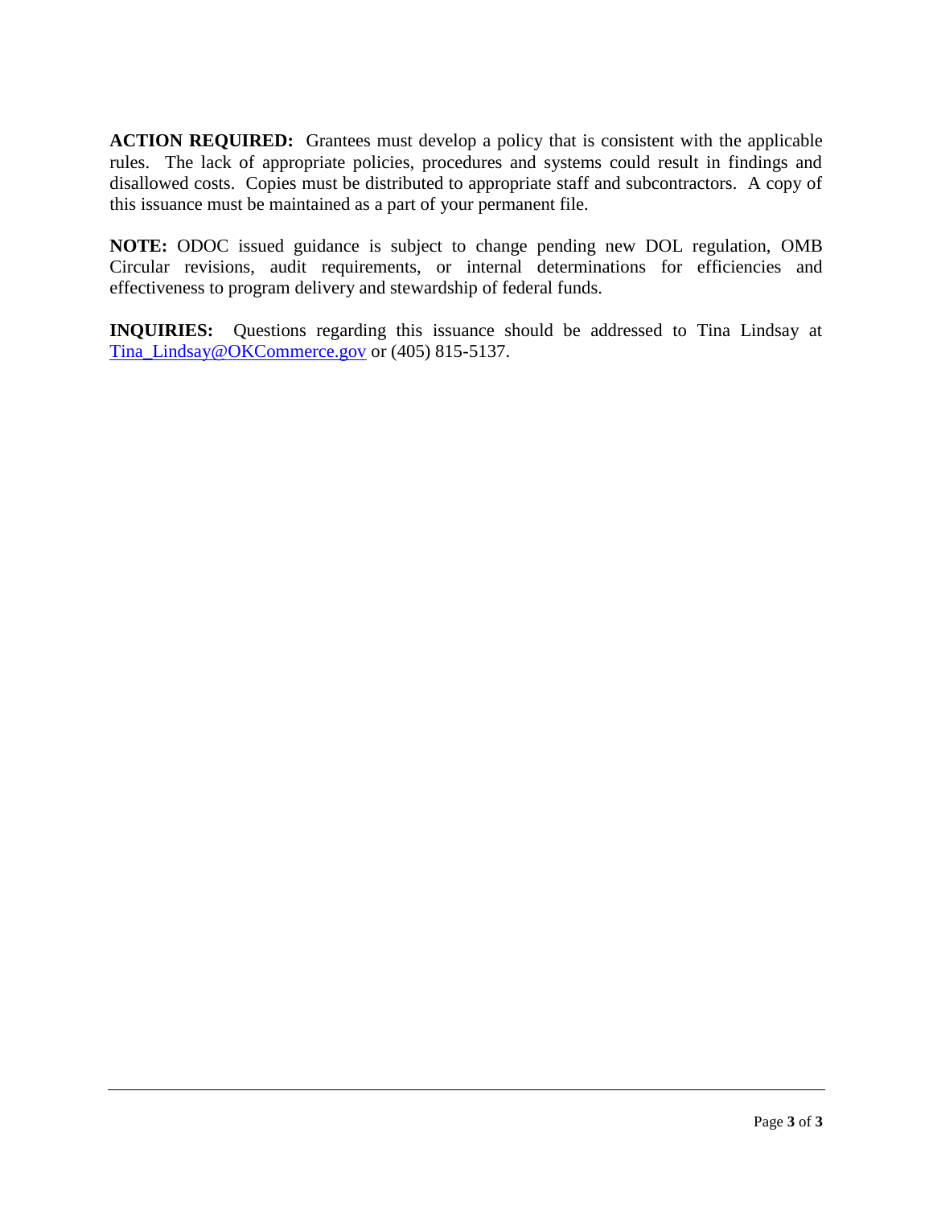**ACTION REQUIRED:** Grantees must develop a policy that is consistent with the applicable rules. The lack of appropriate policies, procedures and systems could result in findings and disallowed costs. Copies must be distributed to appropriate staff and subcontractors. A copy of this issuance must be maintained as a part of your permanent file.

**NOTE:** ODOC issued guidance is subject to change pending new DOL regulation, OMB Circular revisions, audit requirements, or internal determinations for efficiencies and effectiveness to program delivery and stewardship of federal funds.

**INQUIRIES:** Questions regarding this issuance should be addressed to Tina Lindsay at Tina_Lindsay@OKCommerce.gov or (405) 815-5137.